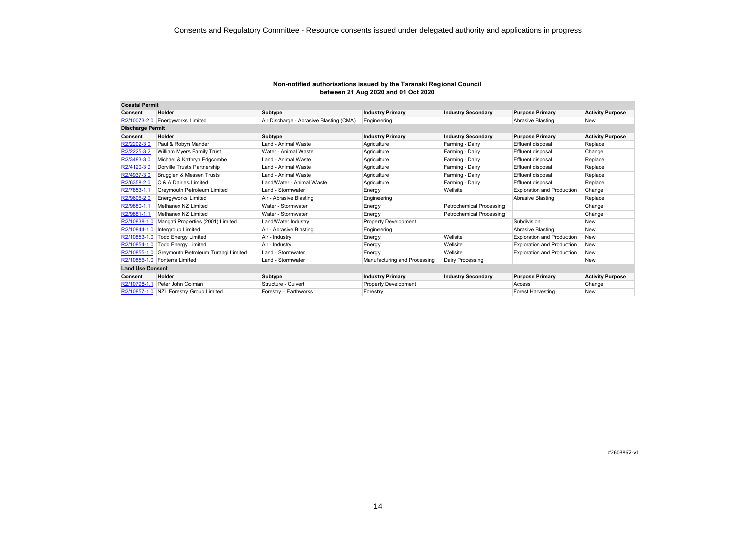# Consents and Regulatory Committee - Resource consents issued under delegated authority and applications in progress

## Non-notified authorisations issued by the Taranaki Regional Council between 21 Aug 2020 and 01 Oct 2020

| Coastal Permit | | | | | | |
|---|---|---|---|---|---|---|
| **Consent** | **Holder** | **Subtype** | **Industry Primary** | **Industry Secondary** | **Purpose Primary** | **Activity Purpose** |
| R2/10073-2.0 | Energyworks Limited | Air Discharge - Abrasive Blasting (CMA) | Engineering | | Abrasive Blasting | New |
| **Discharge Permit** | | | | | | |
| **Consent** | **Holder** | **Subtype** | **Industry Primary** | **Industry Secondary** | **Purpose Primary** | **Activity Purpose** |
| R2/2202-3 0 | Paul & Robyn Mander | Land - Animal Waste | Agriculture | Farming - Dairy | Effluent disposal | Replace |
| R2/2225-3 2 | William Myers Family Trust | Water - Animal Waste | Agriculture | Farming - Dairy | Effluent disposal | Change |
| R2/3483-3 0 | Michael & Kathryn Edgcombe | Land - Animal Waste | Agriculture | Farming - Dairy | Effluent disposal | Replace |
| R2/4120-3 0 | Dorville Trusts Partnership | Land - Animal Waste | Agriculture | Farming - Dairy | Effluent disposal | Replace |
| R2/4937-3 0 | Brugglen & Messen Trusts | Land - Animal Waste | Agriculture | Farming - Dairy | Effluent disposal | Replace |
| R2/6358-2 0 | C & A Dairies Limited | Land/Water - Animal Waste | Agriculture | Farming - Dairy | Effluent disposal | Replace |
| R2/7853-1.1 | Greymouth Petroleum Limited | Land - Stormwater | Energy | Wellsite | Exploration and Production | Change |
| R2/9606-2 0 | Energyworks Limited | Air - Abrasive Blasting | Engineering | | Abrasive Blasting | Replace |
| R2/9880-1.1 | Methanex NZ Limited | Water - Stormwater | Energy | Petrochemical Processing | | Change |
| R2/9881-1.1 | Methanex NZ Limited | Water - Stormwater | Energy | Petrochemical Processing | | Change |
| R2/10838-1.0 | Mangati Properties (2001) Limited | Land/Water Industry | Property Development | | Subdivision | New |
| R2/10844-1.0 | Intergroup Limited | Air - Abrasive Blasting | Engineering | | Abrasive Blasting | New |
| R2/10853-1.0 | Todd Energy Limited | Air - Industry | Energy | Wellsite | Exploration and Production | New |
| R2/10854-1.0 | Todd Energy Limited | Air - Industry | Energy | Wellsite | Exploration and Production | New |
| R2/10855-1.0 | Greymouth Petroleum Turangi Limited | Land - Stormwater | Energy | Wellsite | Exploration and Production | New |
| R2/10856-1.0 | Fonterra Limited | Land - Stormwater | Manufacturing and Processing | Dairy Processing | | New |
| **Land Use Consent** | | | | | | |
| **Consent** | **Holder** | **Subtype** | **Industry Primary** | **Industry Secondary** | **Purpose Primary** | **Activity Purpose** |
| R2/10798-1.1 | Peter John Colman | Structure - Culvert | Property Development | | Access | Change |
| R2/10857-1.0 | NZL Forestry Group Limited | Forestry – Earthworks | Forestry | | Forest Harvesting | New |

#2603867-v1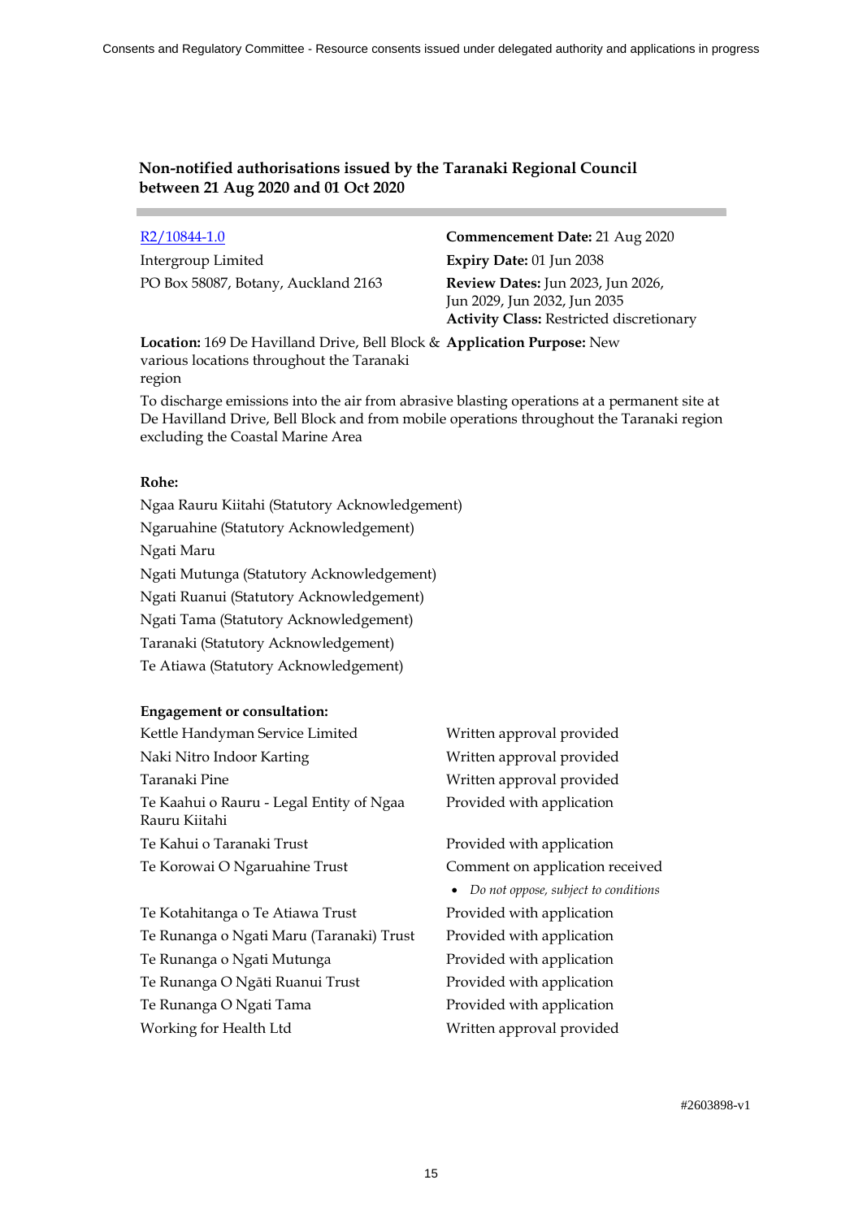## Non-notified authorisations issued by the Taranaki Regional Council between 21 Aug 2020 and 01 Oct 2020

[R2/10844-1.0](R2/10844-1.0)

Intergroup Limited
PO Box 58087, Botany, Auckland 2163

**Commencement Date:** 21 Aug 2020
**Expiry Date:** 01 Jun 2038
**Review Dates:** Jun 2023, Jun 2026, Jun 2029, Jun 2032, Jun 2035
**Activity Class:** Restricted discretionary

**Location:** 169 De Havilland Drive, Bell Block & various locations throughout the Taranaki region

**Application Purpose:** New

To discharge emissions into the air from abrasive blasting operations at a permanent site at De Havilland Drive, Bell Block and from mobile operations throughout the Taranaki region excluding the Coastal Marine Area

**Rohe:**

Ngaa Rauru Kiitahi (Statutory Acknowledgement)
Ngaruahine (Statutory Acknowledgement)
Ngati Maru
Ngati Mutunga (Statutory Acknowledgement)
Ngati Ruanui (Statutory Acknowledgement)
Ngati Tama (Statutory Acknowledgement)
Taranaki (Statutory Acknowledgement)
Te Atiawa (Statutory Acknowledgement)

**Engagement or consultation:**

| | |
|---|---|
| Kettle Handyman Service Limited | Written approval provided |
| Naki Nitro Indoor Karting | Written approval provided |
| Taranaki Pine | Written approval provided |
| Te Kaahui o Rauru - Legal Entity of Ngaa Rauru Kiitahi | Provided with application |
| Te Kahui o Taranaki Trust | Provided with application |
| Te Korowai O Ngaruahine Trust | Comment on application received<br>• *Do not oppose, subject to conditions* |
| Te Kotahitanga o Te Atiawa Trust | Provided with application |
| Te Runanga o Ngati Maru (Taranaki) Trust | Provided with application |
| Te Runanga o Ngati Mutunga | Provided with application |
| Te Runanga O Ngāti Ruanui Trust | Provided with application |
| Te Runanga O Ngati Tama | Provided with application |
| Working for Health Ltd | Written approval provided |

#2603898-v1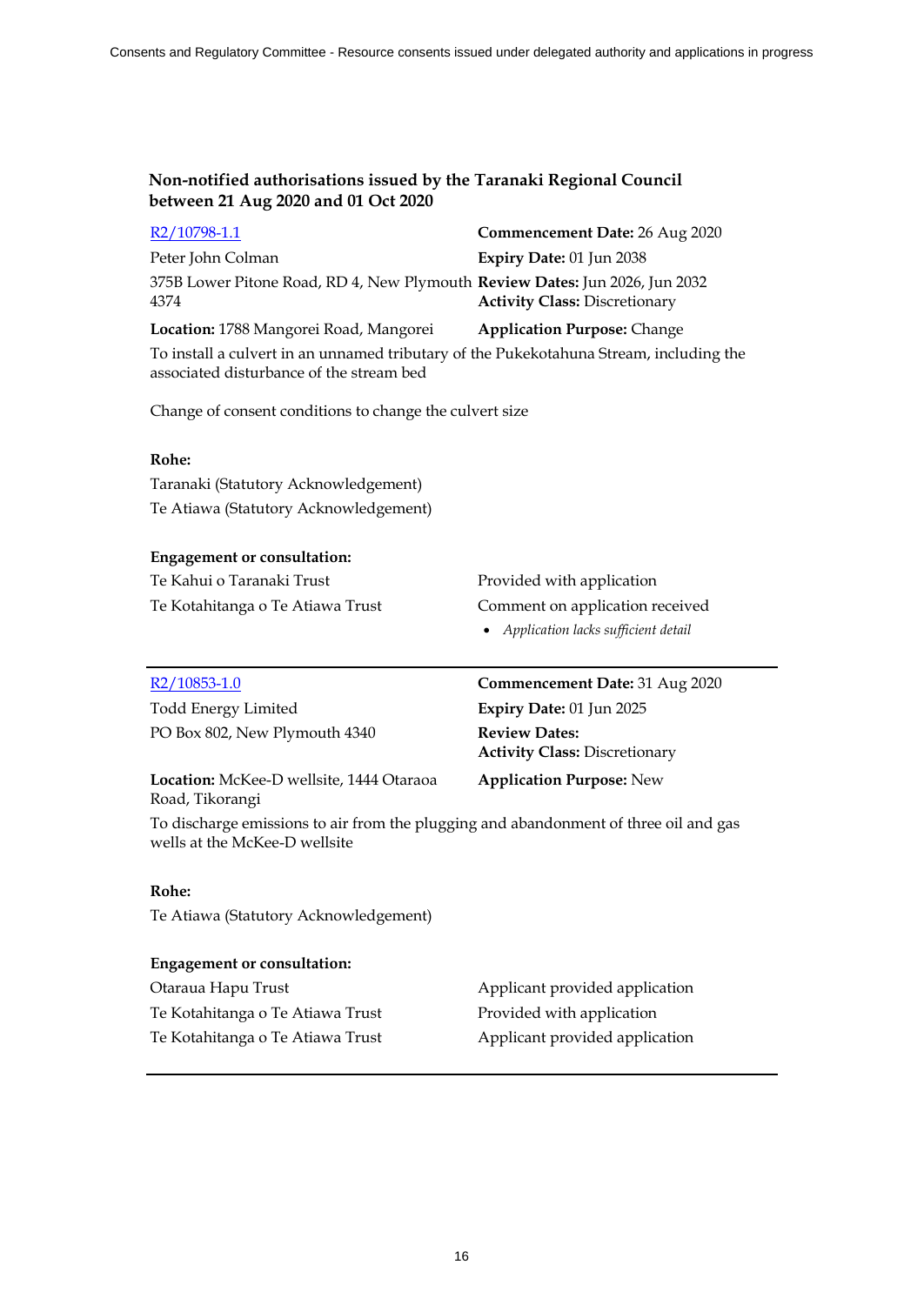## Non-notified authorisations issued by the Taranaki Regional Council between 21 Aug 2020 and 01 Oct 2020

[R2/10798-1.1]

Peter John Colman

375B Lower Pitone Road, RD 4, New Plymouth 4374

**Commencement Date:** 26 Aug 2020

**Expiry Date:** 01 Jun 2038

**Review Dates:** Jun 2026, Jun 2032

**Activity Class:** Discretionary

**Location:** 1788 Mangorei Road, Mangorei

**Application Purpose:** Change

To install a culvert in an unnamed tributary of the Pukekotahuna Stream, including the associated disturbance of the stream bed

Change of consent conditions to change the culvert size

**Rohe:**

Taranaki (Statutory Acknowledgement)

Te Atiawa (Statutory Acknowledgement)

**Engagement or consultation:**

| | |
|---|---|
| Te Kahui o Taranaki Trust | Provided with application |
| Te Kotahitanga o Te Atiawa Trust | Comment on application received<br>• *Application lacks sufficient detail* |

---

[R2/10853-1.0]

Todd Energy Limited

PO Box 802, New Plymouth 4340

**Commencement Date:** 31 Aug 2020

**Expiry Date:** 01 Jun 2025

**Review Dates:**

**Activity Class:** Discretionary

**Location:** McKee-D wellsite, 1444 Otaraoa Road, Tikorangi

**Application Purpose:** New

To discharge emissions to air from the plugging and abandonment of three oil and gas wells at the McKee-D wellsite

**Rohe:**

Te Atiawa (Statutory Acknowledgement)

**Engagement or consultation:**

| | |
|---|---|
| Otaraua Hapu Trust | Applicant provided application |
| Te Kotahitanga o Te Atiawa Trust | Provided with application |
| Te Kotahitanga o Te Atiawa Trust | Applicant provided application |

---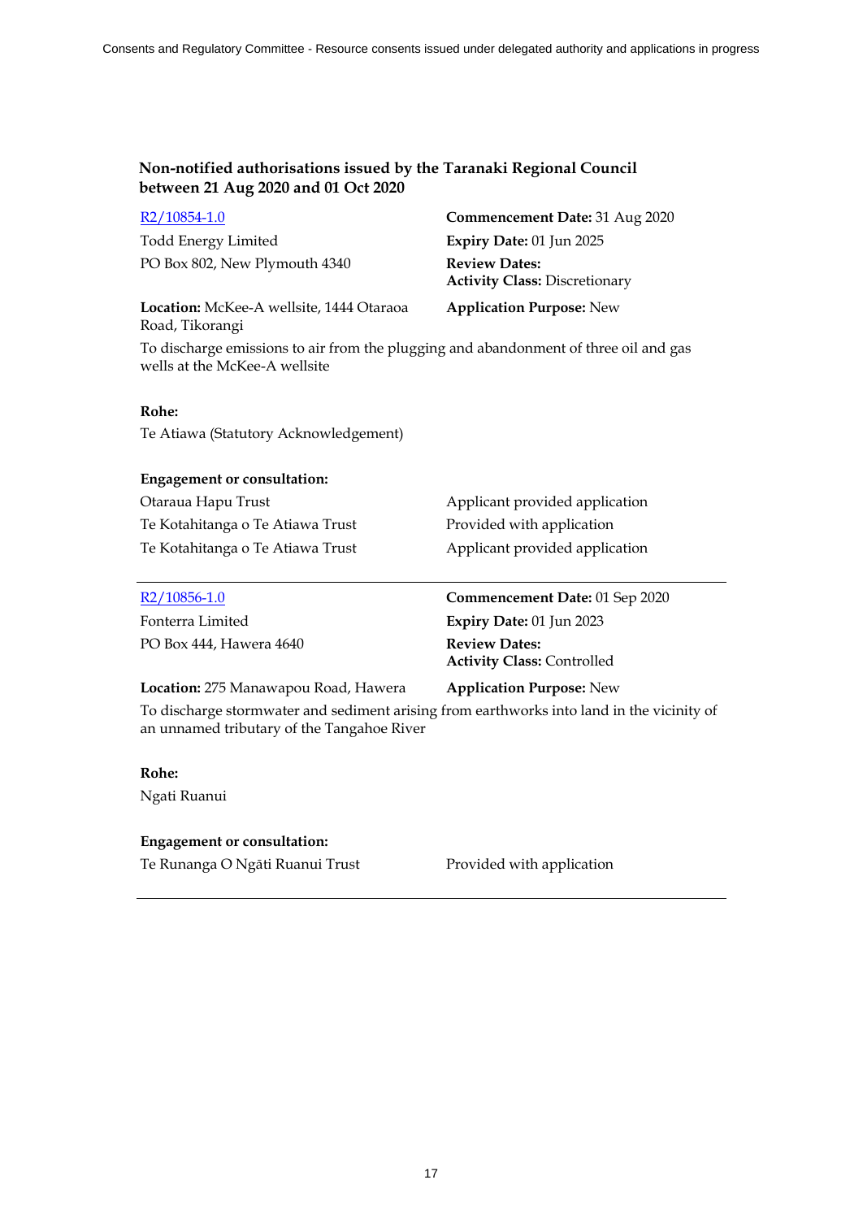### Non-notified authorisations issued by the Taranaki Regional Council between 21 Aug 2020 and 01 Oct 2020

[R2/10854-1.0]

Todd Energy Limited
PO Box 802, New Plymouth 4340

**Commencement Date:** 31 Aug 2020
**Expiry Date:** 01 Jun 2025
**Review Dates:**
**Activity Class:** Discretionary

**Location:** McKee-A wellsite, 1444 Otaraoa Road, Tikorangi

**Application Purpose:** New

To discharge emissions to air from the plugging and abandonment of three oil and gas wells at the McKee-A wellsite

**Rohe:**

Te Atiawa (Statutory Acknowledgement)

**Engagement or consultation:**

| | |
|---|---|
| Otaraua Hapu Trust | Applicant provided application |
| Te Kotahitanga o Te Atiawa Trust | Provided with application |
| Te Kotahitanga o Te Atiawa Trust | Applicant provided application |

---

[R2/10856-1.0]

Fonterra Limited
PO Box 444, Hawera 4640

**Commencement Date:** 01 Sep 2020
**Expiry Date:** 01 Jun 2023
**Review Dates:**
**Activity Class:** Controlled

**Location:** 275 Manawapou Road, Hawera

**Application Purpose:** New

To discharge stormwater and sediment arising from earthworks into land in the vicinity of an unnamed tributary of the Tangahoe River

**Rohe:**

Ngati Ruanui

**Engagement or consultation:**

| | |
|---|---|
| Te Runanga O Ngāti Ruanui Trust | Provided with application |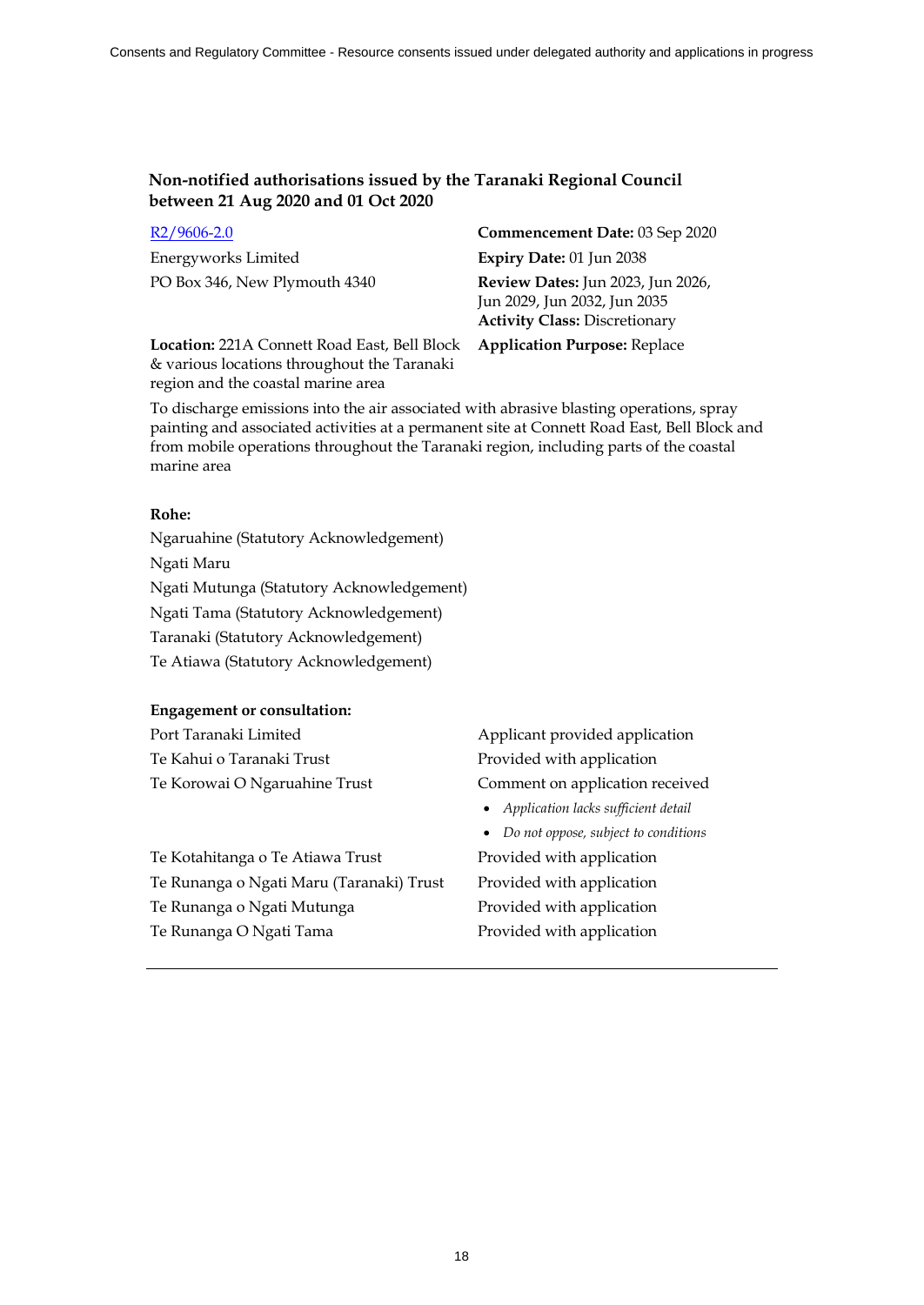### Non-notified authorisations issued by the Taranaki Regional Council between 21 Aug 2020 and 01 Oct 2020

[R2/9606-2.0]

Energyworks Limited

PO Box 346, New Plymouth 4340

**Commencement Date:** 03 Sep 2020

**Expiry Date:** 01 Jun 2038

**Review Dates:** Jun 2023, Jun 2026, Jun 2029, Jun 2032, Jun 2035

**Activity Class:** Discretionary

**Location:** 221A Connett Road East, Bell Block & various locations throughout the Taranaki region and the coastal marine area

**Application Purpose:** Replace

To discharge emissions into the air associated with abrasive blasting operations, spray painting and associated activities at a permanent site at Connett Road East, Bell Block and from mobile operations throughout the Taranaki region, including parts of the coastal marine area

**Rohe:**

Ngaruahine (Statutory Acknowledgement)

Ngati Maru

Ngati Mutunga (Statutory Acknowledgement)

Ngati Tama (Statutory Acknowledgement)

Taranaki (Statutory Acknowledgement)

Te Atiawa (Statutory Acknowledgement)

**Engagement or consultation:**

| | |
|---|---|
| Port Taranaki Limited | Applicant provided application |
| Te Kahui o Taranaki Trust | Provided with application |
| Te Korowai O Ngaruahine Trust | Comment on application received<br>• *Application lacks sufficient detail*<br>• *Do not oppose, subject to conditions* |
| Te Kotahitanga o Te Atiawa Trust | Provided with application |
| Te Runanga o Ngati Maru (Taranaki) Trust | Provided with application |
| Te Runanga o Ngati Mutunga | Provided with application |
| Te Runanga O Ngati Tama | Provided with application |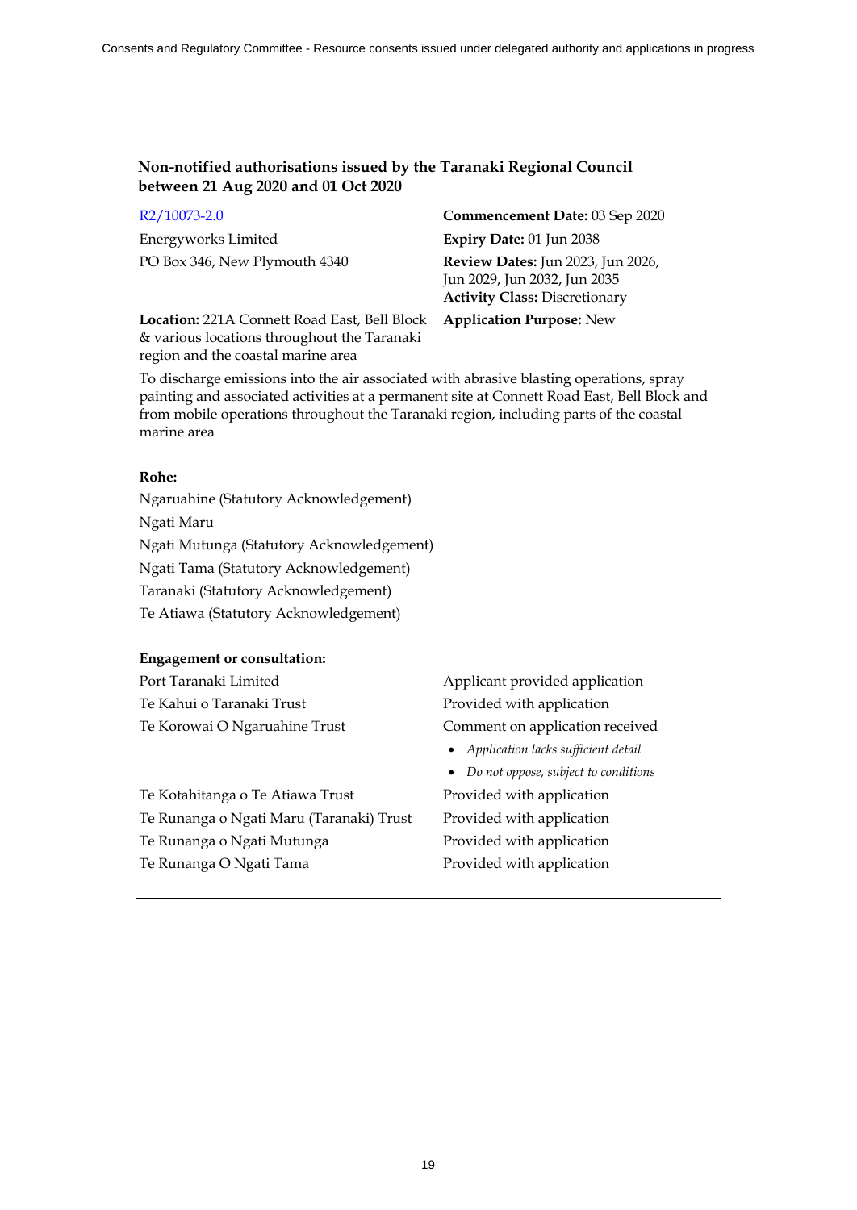### Non-notified authorisations issued by the Taranaki Regional Council between 21 Aug 2020 and 01 Oct 2020

| | |
|---|---|
| R2/10073-2.0 | **Commencement Date:** 03 Sep 2020 |
| Energyworks Limited | **Expiry Date:** 01 Jun 2038 |
| PO Box 346, New Plymouth 4340 | **Review Dates:** Jun 2023, Jun 2026, Jun 2029, Jun 2032, Jun 2035 |
| | **Activity Class:** Discretionary |
| **Location:** 221A Connett Road East, Bell Block & various locations throughout the Taranaki region and the coastal marine area | **Application Purpose:** New |

To discharge emissions into the air associated with abrasive blasting operations, spray painting and associated activities at a permanent site at Connett Road East, Bell Block and from mobile operations throughout the Taranaki region, including parts of the coastal marine area

**Rohe:**

Ngaruahine (Statutory Acknowledgement)

Ngati Maru

Ngati Mutunga (Statutory Acknowledgement)

Ngati Tama (Statutory Acknowledgement)

Taranaki (Statutory Acknowledgement)

Te Atiawa (Statutory Acknowledgement)

**Engagement or consultation:**

| | |
|---|---|
| Port Taranaki Limited | Applicant provided application |
| Te Kahui o Taranaki Trust | Provided with application |
| Te Korowai O Ngaruahine Trust | Comment on application received<br>• *Application lacks sufficient detail*<br>• *Do not oppose, subject to conditions* |
| Te Kotahitanga o Te Atiawa Trust | Provided with application |
| Te Runanga o Ngati Maru (Taranaki) Trust | Provided with application |
| Te Runanga o Ngati Mutunga | Provided with application |
| Te Runanga O Ngati Tama | Provided with application |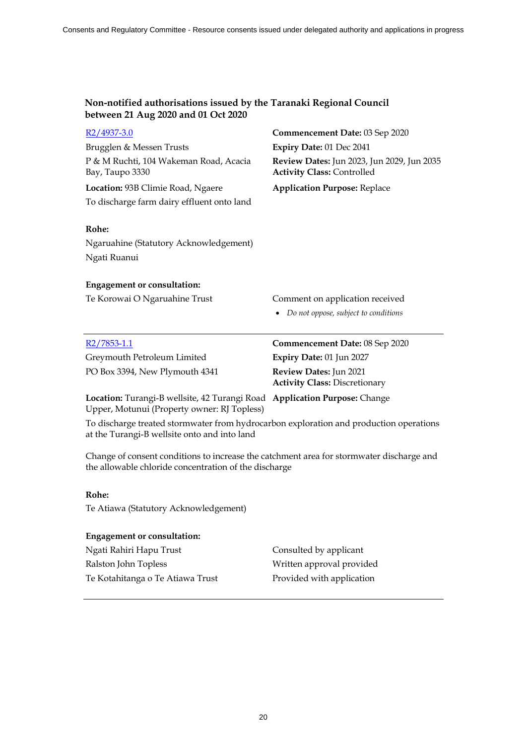### Non-notified authorisations issued by the Taranaki Regional Council between 21 Aug 2020 and 01 Oct 2020

[R2/4937-3.0]

Bugglen & Messen Trusts

P & M Ruchti, 104 Wakeman Road, Acacia Bay, Taupo 3330

**Location:** 93B Climie Road, Ngaere

To discharge farm dairy effluent onto land

**Commencement Date:** 03 Sep 2020

**Expiry Date:** 01 Dec 2041

**Review Dates:** Jun 2023, Jun 2029, Jun 2035

**Activity Class:** Controlled

**Application Purpose:** Replace

**Rohe:**

Ngaruahine (Statutory Acknowledgement)

Ngati Ruanui

**Engagement or consultation:**

| | |
|---|---|
| Te Korowai O Ngaruahine Trust | Comment on application received<br>• *Do not oppose, subject to conditions* |

---

[R2/7853-1.1]

Greymouth Petroleum Limited

PO Box 3394, New Plymouth 4341

**Location:** Turangi-B wellsite, 42 Turangi Road Upper, Motunui (Property owner: RJ Topless)

**Commencement Date:** 08 Sep 2020

**Expiry Date:** 01 Jun 2027

**Review Dates:** Jun 2021

**Activity Class:** Discretionary

**Application Purpose:** Change

To discharge treated stormwater from hydrocarbon exploration and production operations at the Turangi-B wellsite onto and into land

Change of consent conditions to increase the catchment area for stormwater discharge and the allowable chloride concentration of the discharge

**Rohe:**

Te Atiawa (Statutory Acknowledgement)

**Engagement or consultation:**

| | |
|---|---|
| Ngati Rahiri Hapu Trust | Consulted by applicant |
| Ralston John Topless | Written approval provided |
| Te Kotahitanga o Te Atiawa Trust | Provided with application |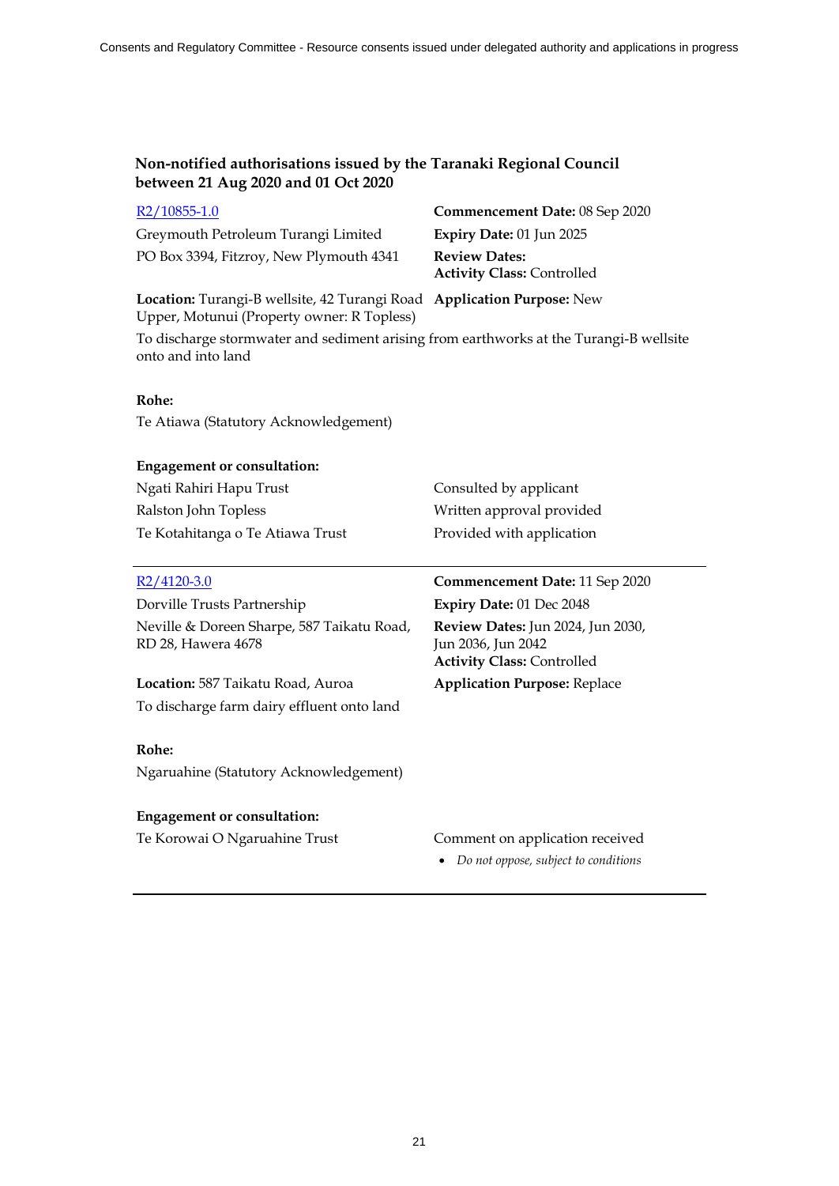## Non-notified authorisations issued by the Taranaki Regional Council between 21 Aug 2020 and 01 Oct 2020

| | |
|---|---|
| [R2/10855-1.0](R2/10855-1.0) | **Commencement Date:** 08 Sep 2020 |
| Greymouth Petroleum Turangi Limited | **Expiry Date:** 01 Jun 2025 |
| PO Box 3394, Fitzroy, New Plymouth 4341 | **Review Dates:** |
| | **Activity Class:** Controlled |
| **Location:** Turangi-B wellsite, 42 Turangi Road Upper, Motunui (Property owner: R Topless) | **Application Purpose:** New |

To discharge stormwater and sediment arising from earthworks at the Turangi-B wellsite onto and into land

**Rohe:**

Te Atiawa (Statutory Acknowledgement)

**Engagement or consultation:**

| | |
|---|---|
| Ngati Rahiri Hapu Trust | Consulted by applicant |
| Ralston John Topless | Written approval provided |
| Te Kotahitanga o Te Atiawa Trust | Provided with application |

---

| | |
|---|---|
| [R2/4120-3.0](R2/4120-3.0) | **Commencement Date:** 11 Sep 2020 |
| Dorville Trusts Partnership | **Expiry Date:** 01 Dec 2048 |
| Neville & Doreen Sharpe, 587 Taikatu Road, RD 28, Hawera 4678 | **Review Dates:** Jun 2024, Jun 2030, Jun 2036, Jun 2042 |
| | **Activity Class:** Controlled |
| **Location:** 587 Taikatu Road, Auroa | **Application Purpose:** Replace |

To discharge farm dairy effluent onto land

**Rohe:**

Ngaruahine (Statutory Acknowledgement)

**Engagement or consultation:**

| | |
|---|---|
| Te Korowai O Ngaruahine Trust | Comment on application received<br>• *Do not oppose, subject to conditions* |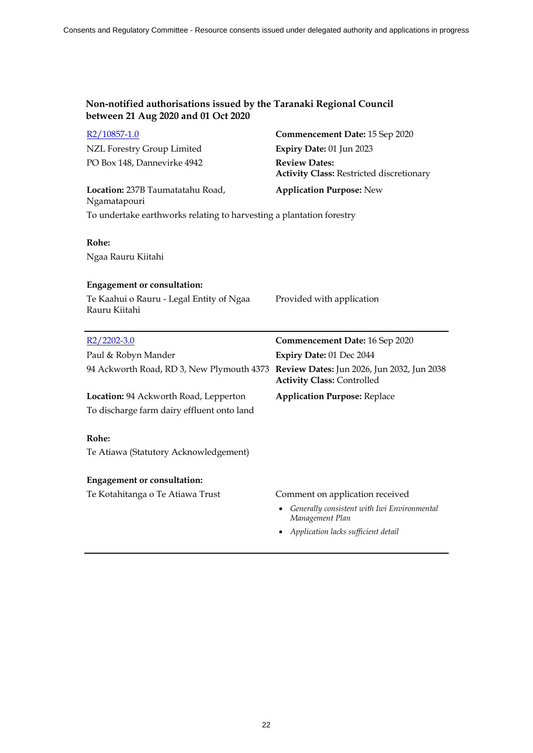## Non-notified authorisations issued by the Taranaki Regional Council between 21 Aug 2020 and 01 Oct 2020

R2/10857-1.0

NZL Forestry Group Limited
PO Box 148, Dannevirke 4942

**Commencement Date:** 15 Sep 2020
**Expiry Date:** 01 Jun 2023
**Review Dates:**
**Activity Class:** Restricted discretionary

**Location:** 237B Taumatatahu Road, Ngamatapouri

**Application Purpose:** New

To undertake earthworks relating to harvesting a plantation forestry

**Rohe:**

Ngaa Rauru Kiitahi

**Engagement or consultation:**

| | |
|---|---|
| Te Kaahui o Rauru - Legal Entity of Ngaa Rauru Kiitahi | Provided with application |

---

R2/2202-3.0

Paul & Robyn Mander
94 Ackworth Road, RD 3, New Plymouth 4373

**Commencement Date:** 16 Sep 2020
**Expiry Date:** 01 Dec 2044
**Review Dates:** Jun 2026, Jun 2032, Jun 2038
**Activity Class:** Controlled

**Location:** 94 Ackworth Road, Lepperton

**Application Purpose:** Replace

To discharge farm dairy effluent onto land

**Rohe:**

Te Atiawa (Statutory Acknowledgement)

**Engagement or consultation:**

Te Kotahitanga o Te Atiawa Trust — Comment on application received

- *Generally consistent with Iwi Environmental Management Plan*
- *Application lacks sufficient detail*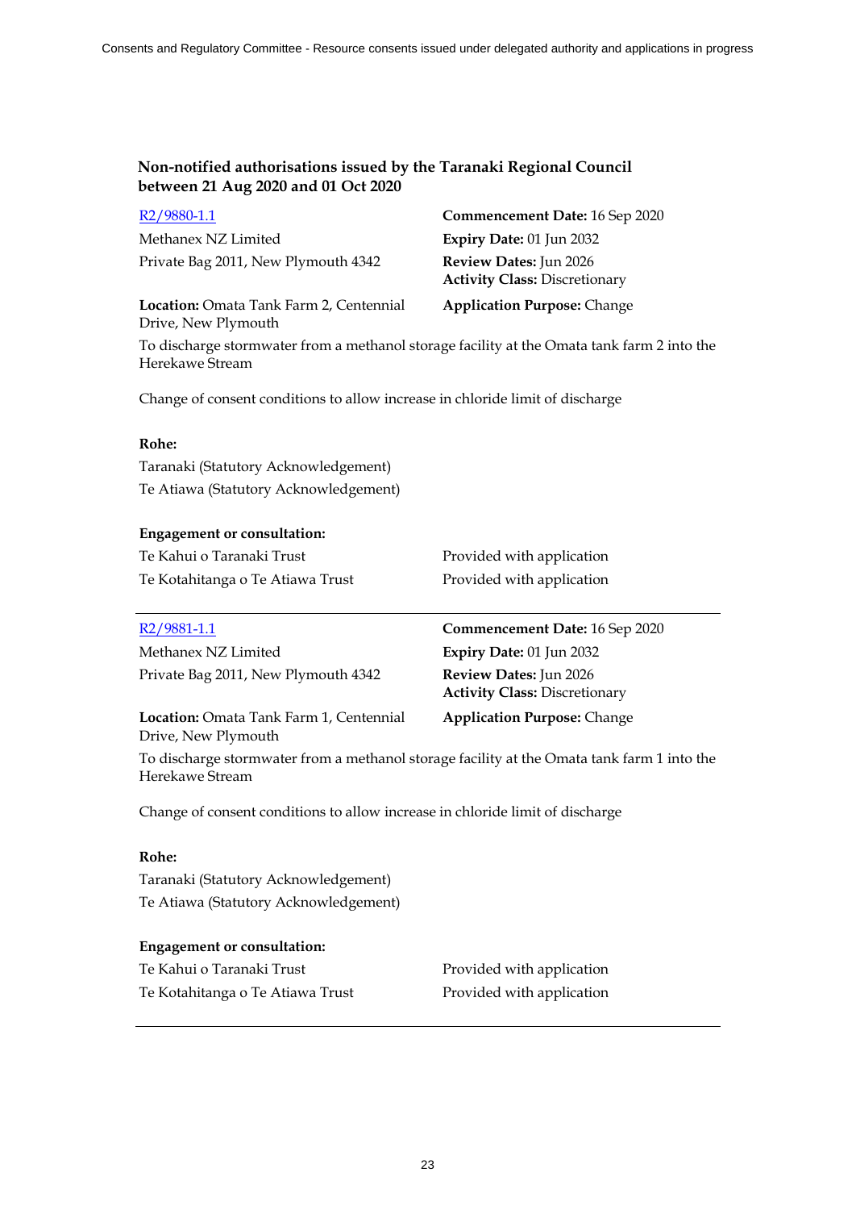## Non-notified authorisations issued by the Taranaki Regional Council between 21 Aug 2020 and 01 Oct 2020

[R2/9880-1.1](R2/9880-1.1)

Methanex NZ Limited
Private Bag 2011, New Plymouth 4342

**Commencement Date:** 16 Sep 2020
**Expiry Date:** 01 Jun 2032
**Review Dates:** Jun 2026
**Activity Class:** Discretionary

**Location:** Omata Tank Farm 2, Centennial Drive, New Plymouth

**Application Purpose:** Change

To discharge stormwater from a methanol storage facility at the Omata tank farm 2 into the Herekawe Stream

Change of consent conditions to allow increase in chloride limit of discharge

**Rohe:**

Taranaki (Statutory Acknowledgement)
Te Atiawa (Statutory Acknowledgement)

**Engagement or consultation:**

| | |
|---|---|
| Te Kahui o Taranaki Trust | Provided with application |
| Te Kotahitanga o Te Atiawa Trust | Provided with application |

---

[R2/9881-1.1](R2/9881-1.1)

Methanex NZ Limited
Private Bag 2011, New Plymouth 4342

**Commencement Date:** 16 Sep 2020
**Expiry Date:** 01 Jun 2032
**Review Dates:** Jun 2026
**Activity Class:** Discretionary

**Location:** Omata Tank Farm 1, Centennial Drive, New Plymouth

**Application Purpose:** Change

To discharge stormwater from a methanol storage facility at the Omata tank farm 1 into the Herekawe Stream

Change of consent conditions to allow increase in chloride limit of discharge

**Rohe:**

Taranaki (Statutory Acknowledgement)
Te Atiawa (Statutory Acknowledgement)

**Engagement or consultation:**

| | |
|---|---|
| Te Kahui o Taranaki Trust | Provided with application |
| Te Kotahitanga o Te Atiawa Trust | Provided with application |

---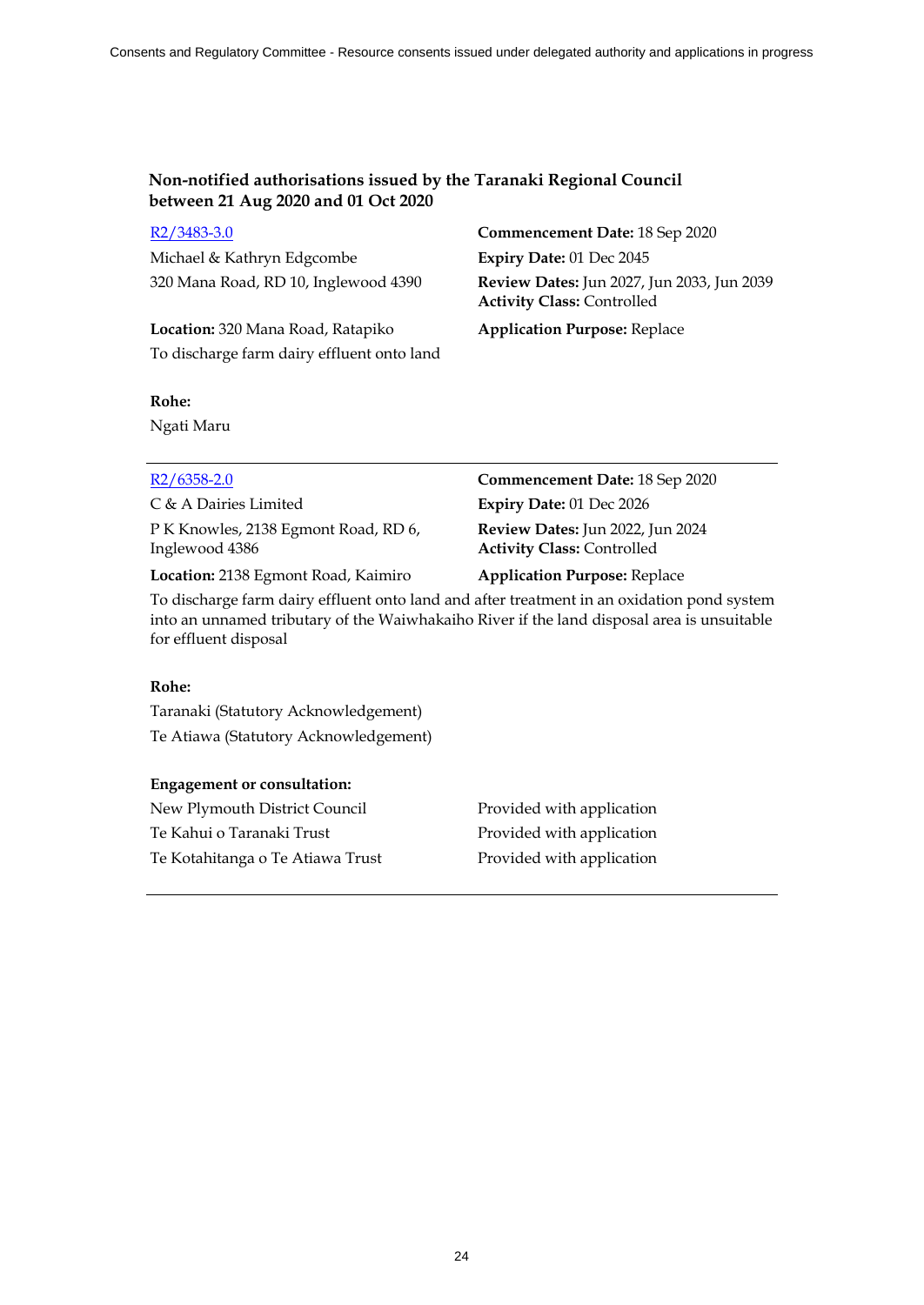**Non-notified authorisations issued by the Taranaki Regional Council between 21 Aug 2020 and 01 Oct 2020**

R2/3483-3.0

Michael & Kathryn Edgcombe

320 Mana Road, RD 10, Inglewood 4390

**Commencement Date:** 18 Sep 2020

**Expiry Date:** 01 Dec 2045

**Review Dates:** Jun 2027, Jun 2033, Jun 2039

**Activity Class:** Controlled

**Location:** 320 Mana Road, Ratapiko

**Application Purpose:** Replace

To discharge farm dairy effluent onto land

**Rohe:**

Ngati Maru

---

R2/6358-2.0

C & A Dairies Limited

P K Knowles, 2138 Egmont Road, RD 6, Inglewood 4386

**Commencement Date:** 18 Sep 2020

**Expiry Date:** 01 Dec 2026

**Review Dates:** Jun 2022, Jun 2024

**Activity Class:** Controlled

**Location:** 2138 Egmont Road, Kaimiro

**Application Purpose:** Replace

To discharge farm dairy effluent onto land and after treatment in an oxidation pond system into an unnamed tributary of the Waiwhakaiho River if the land disposal area is unsuitable for effluent disposal

**Rohe:**

Taranaki (Statutory Acknowledgement)

Te Atiawa (Statutory Acknowledgement)

**Engagement or consultation:**

| | |
|---|---|
| New Plymouth District Council | Provided with application |
| Te Kahui o Taranaki Trust | Provided with application |
| Te Kotahitanga o Te Atiawa Trust | Provided with application |

---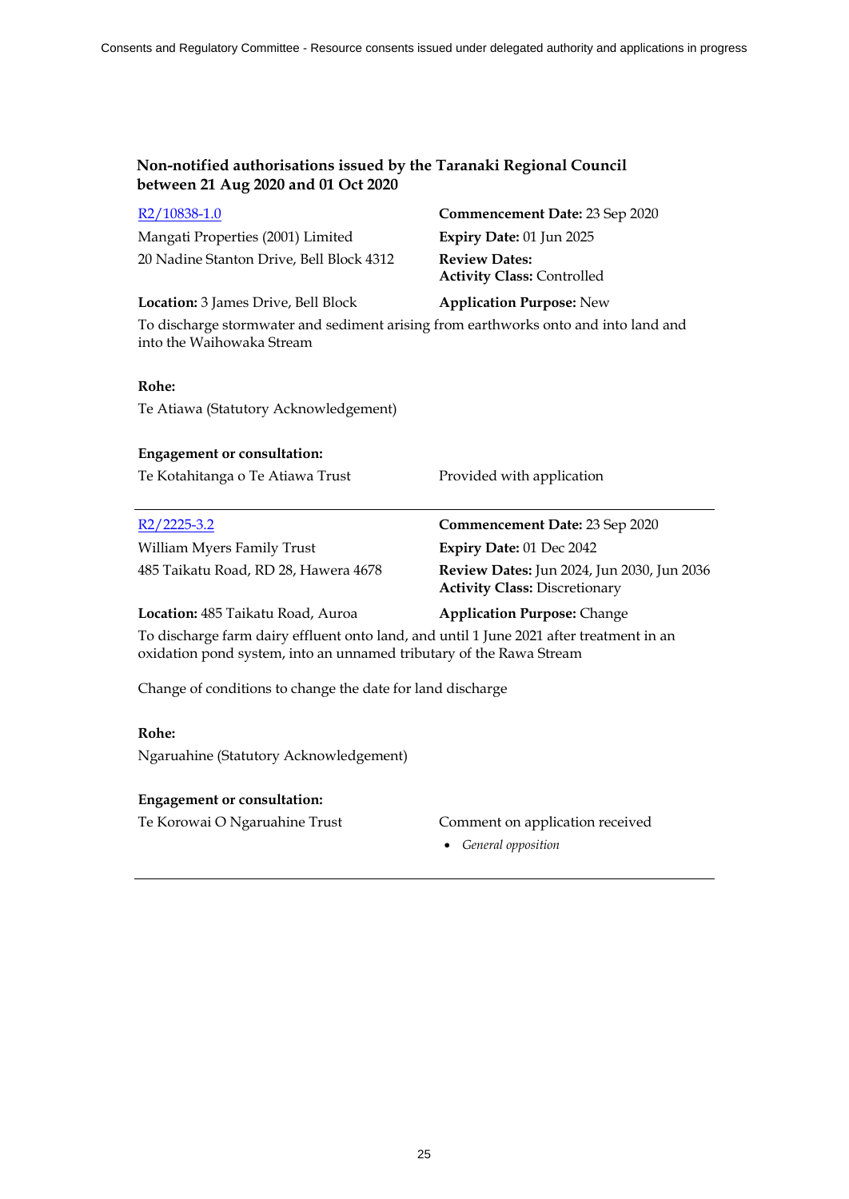**Non-notified authorisations issued by the Taranaki Regional Council between 21 Aug 2020 and 01 Oct 2020**

[R2/10838-1.0]

Mangati Properties (2001) Limited
20 Nadine Stanton Drive, Bell Block 4312

**Commencement Date:** 23 Sep 2020
**Expiry Date:** 01 Jun 2025
**Review Dates:**
**Activity Class:** Controlled

**Location:** 3 James Drive, Bell Block

**Application Purpose:** New

To discharge stormwater and sediment arising from earthworks onto and into land and into the Waihowaka Stream

**Rohe:**

Te Atiawa (Statutory Acknowledgement)

**Engagement or consultation:**

Te Kotahitanga o Te Atiawa Trust — Provided with application

---

[R2/2225-3.2]

William Myers Family Trust
485 Taikatu Road, RD 28, Hawera 4678

**Commencement Date:** 23 Sep 2020
**Expiry Date:** 01 Dec 2042
**Review Dates:** Jun 2024, Jun 2030, Jun 2036
**Activity Class:** Discretionary

**Location:** 485 Taikatu Road, Auroa

**Application Purpose:** Change

To discharge farm dairy effluent onto land, and until 1 June 2021 after treatment in an oxidation pond system, into an unnamed tributary of the Rawa Stream

Change of conditions to change the date for land discharge

**Rohe:**

Ngaruahine (Statutory Acknowledgement)

**Engagement or consultation:**

Te Korowai O Ngaruahine Trust — Comment on application received

- *General opposition*